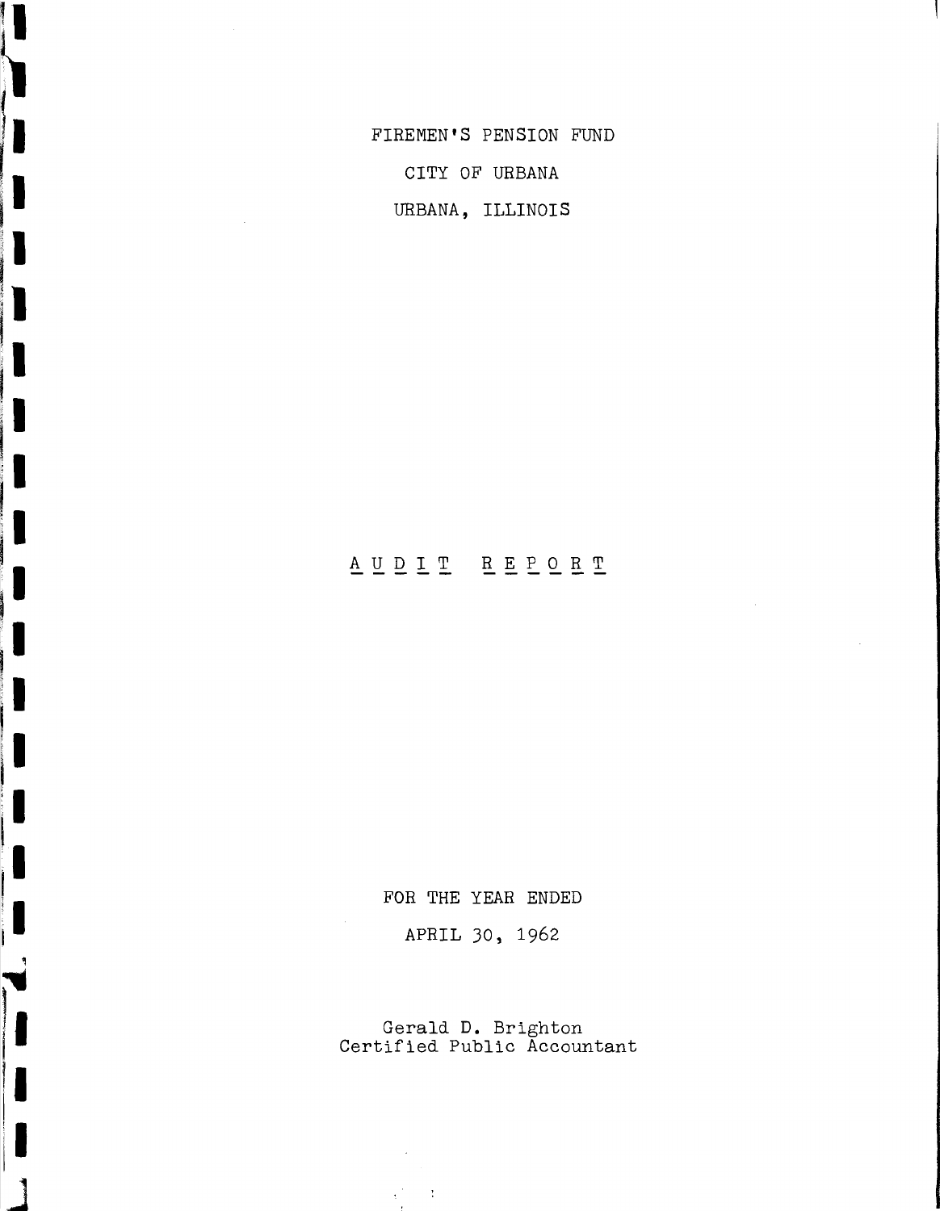FIREMEN'S PENSION FUND

CITY OF URBANA

URBANA, ILLINOIS

# AUDIT REPORT

FOR THE YEAR ENDED

APRIL 30, 1962

Gerald D. Brighton
Certified Public Accountant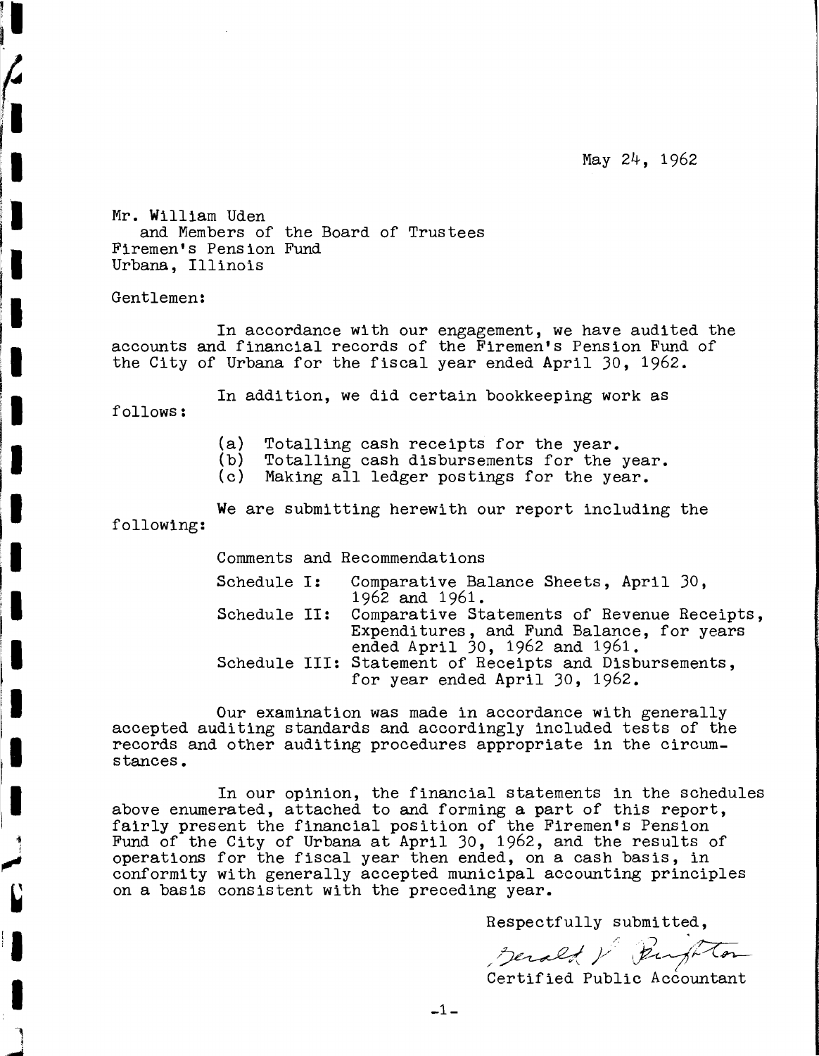May 24, 1962

Mr. William Uden
and Members of the Board of Trustees
Firemen's Pension Fund
Urbana, Illinois

Gentlemen:

In accordance with our engagement, we have audited the accounts and financial records of the Firemen's Pension Fund of the City of Urbana for the fiscal year ended April 30, 1962.

In addition, we did certain bookkeeping work as follows:

(a) Totalling cash receipts for the year.
(b) Totalling cash disbursements for the year.
(c) Making all ledger postings for the year.

We are submitting herewith our report including the following:

Comments and Recommendations

Schedule I: Comparative Balance Sheets, April 30, 1962 and 1961.
Schedule II: Comparative Statements of Revenue Receipts, Expenditures, and Fund Balance, for years ended April 30, 1962 and 1961.
Schedule III: Statement of Receipts and Disbursements, for year ended April 30, 1962.

Our examination was made in accordance with generally accepted auditing standards and accordingly included tests of the records and other auditing procedures appropriate in the circumstances.

In our opinion, the financial statements in the schedules above enumerated, attached to and forming a part of this report, fairly present the financial position of the Firemen's Pension Fund of the City of Urbana at April 30, 1962, and the results of operations for the fiscal year then ended, on a cash basis, in conformity with generally accepted municipal accounting principles on a basis consistent with the preceding year.

Respectfully submitted,

Gerald V. Pughton

Certified Public Accountant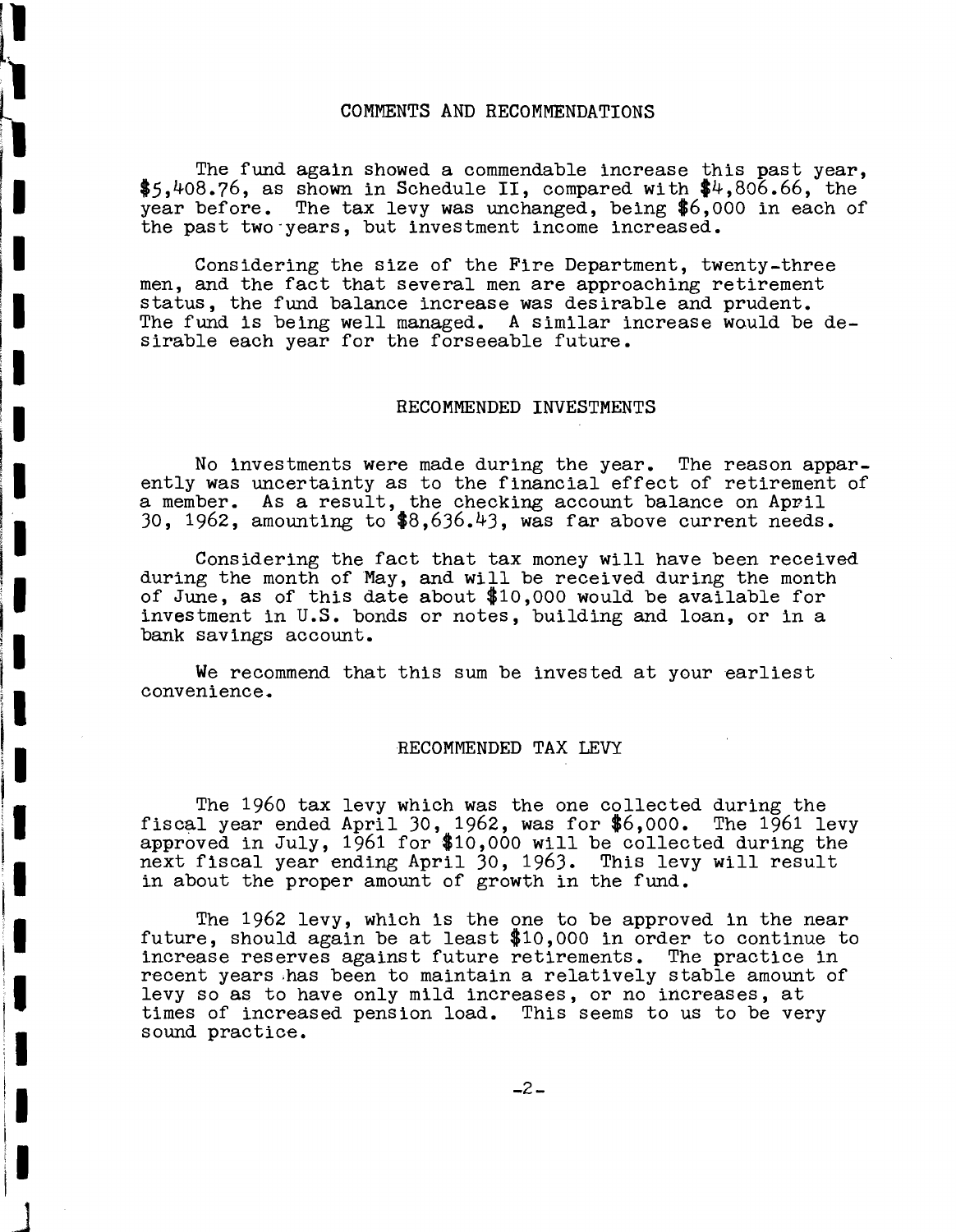## COMMENTS AND RECOMMENDATIONS

The fund again showed a commendable increase this past year, $5,408.76, as shown in Schedule II, compared with $4,806.66, the year before. The tax levy was unchanged, being $6,000 in each of the past two years, but investment income increased.

Considering the size of the Fire Department, twenty-three men, and the fact that several men are approaching retirement status, the fund balance increase was desirable and prudent. The fund is being well managed. A similar increase would be desirable each year for the forseeable future.

## RECOMMENDED INVESTMENTS

No investments were made during the year. The reason apparently was uncertainty as to the financial effect of retirement of a member. As a result, the checking account balance on April 30, 1962, amounting to $8,636.43, was far above current needs.

Considering the fact that tax money will have been received during the month of May, and will be received during the month of June, as of this date about $10,000 would be available for investment in U.S. bonds or notes, building and loan, or in a bank savings account.

We recommend that this sum be invested at your earliest convenience.

## RECOMMENDED TAX LEVY

The 1960 tax levy which was the one collected during the fiscal year ended April 30, 1962, was for $6,000. The 1961 levy approved in July, 1961 for $10,000 will be collected during the next fiscal year ending April 30, 1963. This levy will result in about the proper amount of growth in the fund.

The 1962 levy, which is the one to be approved in the near future, should again be at least $10,000 in order to continue to increase reserves against future retirements. The practice in recent years has been to maintain a relatively stable amount of levy so as to have only mild increases, or no increases, at times of increased pension load. This seems to us to be very sound practice.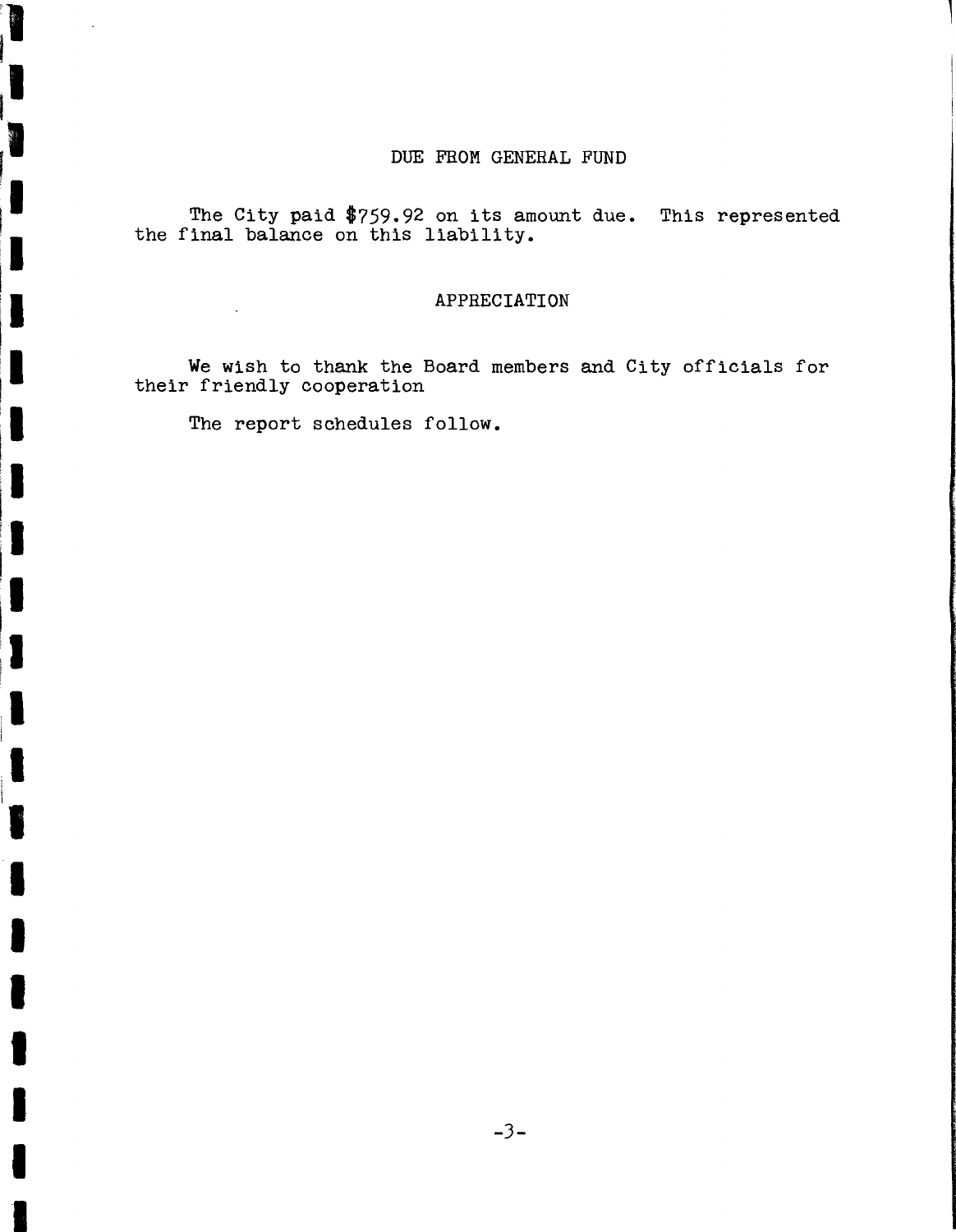## DUE FROM GENERAL FUND

The City paid $759.92 on its amount due. This represented the final balance on this liability.

## APPRECIATION

We wish to thank the Board members and City officials for their friendly cooperation

The report schedules follow.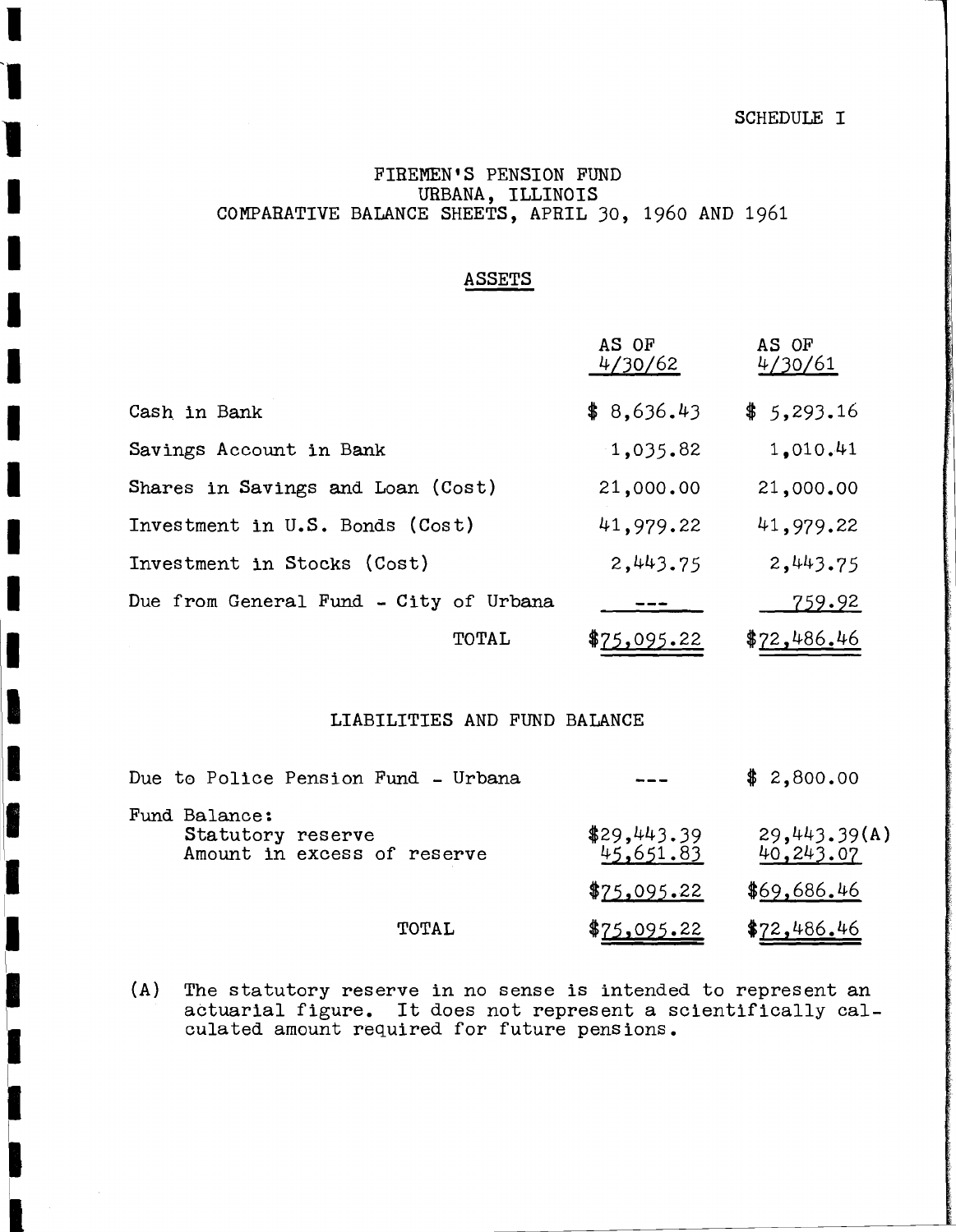SCHEDULE I

# FIREMEN'S PENSION FUND
## URBANA, ILLINOIS
## COMPARATIVE BALANCE SHEETS, APRIL 30, 1960 AND 1961

### ASSETS

| | AS OF 4/30/62 | AS OF 4/30/61 |
|---|---|---|
| Cash in Bank | $ 8,636.43 | $ 5,293.16 |
| Savings Account in Bank | 1,035.82 | 1,010.41 |
| Shares in Savings and Loan (Cost) | 21,000.00 | 21,000.00 |
| Investment in U.S. Bonds (Cost) | 41,979.22 | 41,979.22 |
| Investment in Stocks (Cost) | 2,443.75 | 2,443.75 |
| Due from General Fund - City of Urbana | --- | 759.92 |
| TOTAL | $75,095.22 | $72,486.46 |

### LIABILITIES AND FUND BALANCE

| | | |
|---|---|---|
| Due to Police Pension Fund - Urbana | --- | $ 2,800.00 |
| Fund Balance: | | |
| Statutory reserve | $29,443.39 | 29,443.39(A) |
| Amount in excess of reserve | 45,651.83 | 40,243.07 |
| | $75,095.22 | $69,686.46 |
| TOTAL | $75,095.22 | $72,486.46 |

(A) The statutory reserve in no sense is intended to represent an actuarial figure. It does not represent a scientifically calculated amount required for future pensions.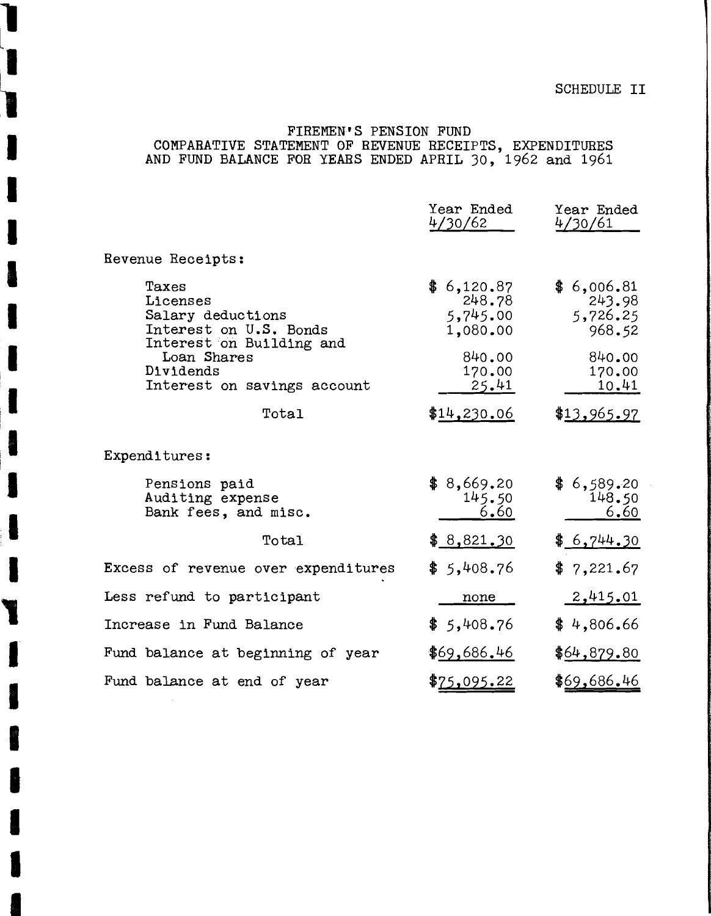SCHEDULE II

# FIREMEN'S PENSION FUND
## COMPARATIVE STATEMENT OF REVENUE RECEIPTS, EXPENDITURES AND FUND BALANCE FOR YEARS ENDED APRIL 30, 1962 and 1961

| | Year Ended 4/30/62 | Year Ended 4/30/61 |
|---|---|---|
| **Revenue Receipts:** | | |
| Taxes | $ 6,120.87 | $ 6,006.81 |
| Licenses | 248.78 | 243.98 |
| Salary deductions | 5,745.00 | 5,726.25 |
| Interest on U.S. Bonds | 1,080.00 | 968.52 |
| Interest on Building and Loan Shares | 840.00 | 840.00 |
| Dividends | 170.00 | 170.00 |
| Interest on savings account | 25.41 | 10.41 |
| Total | $14,230.06 | $13,965.97 |
| **Expenditures:** | | |
| Pensions paid | $ 8,669.20 | $ 6,589.20 |
| Auditing expense | 145.50 | 148.50 |
| Bank fees, and misc. | 6.60 | 6.60 |
| Total | $ 8,821.30 | $ 6,744.30 |
| Excess of revenue over expenditures | $ 5,408.76 | $ 7,221.67 |
| Less refund to participant | none | 2,415.01 |
| Increase in Fund Balance | $ 5,408.76 | $ 4,806.66 |
| Fund balance at beginning of year | $69,686.46 | $64,879.80 |
| Fund balance at end of year | $75,095.22 | $69,686.46 |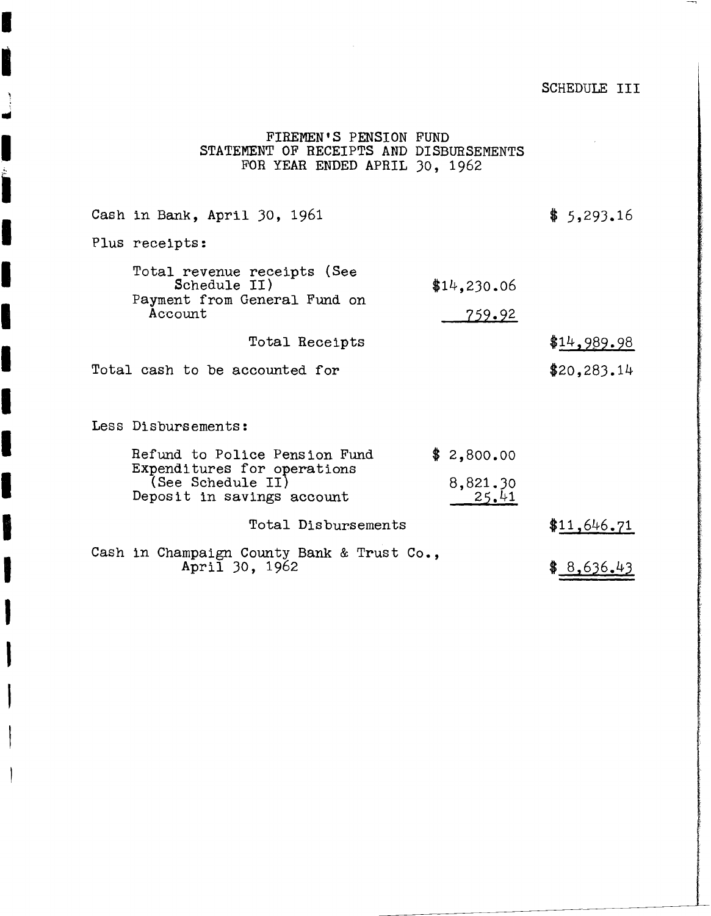SCHEDULE III

# FIREMEN'S PENSION FUND
## STATEMENT OF RECEIPTS AND DISBURSEMENTS
## FOR YEAR ENDED APRIL 30, 1962

| | | |
|---|---|---|
| Cash in Bank, April 30, 1961 | | $ 5,293.16 |
| Plus receipts: | | |
| Total revenue receipts (See Schedule II) | $14,230.06 | |
| Payment from General Fund on Account | 759.92 | |
| Total Receipts | | $14,989.98 |
| Total cash to be accounted for | | $20,283.14 |
| Less Disbursements: | | |
| Refund to Police Pension Fund | $ 2,800.00 | |
| Expenditures for operations (See Schedule II) | 8,821.30 | |
| Deposit in savings account | 25.41 | |
| Total Disbursements | | $11,646.71 |
| Cash in Champaign County Bank & Trust Co., April 30, 1962 | | $ 8,636.43 |